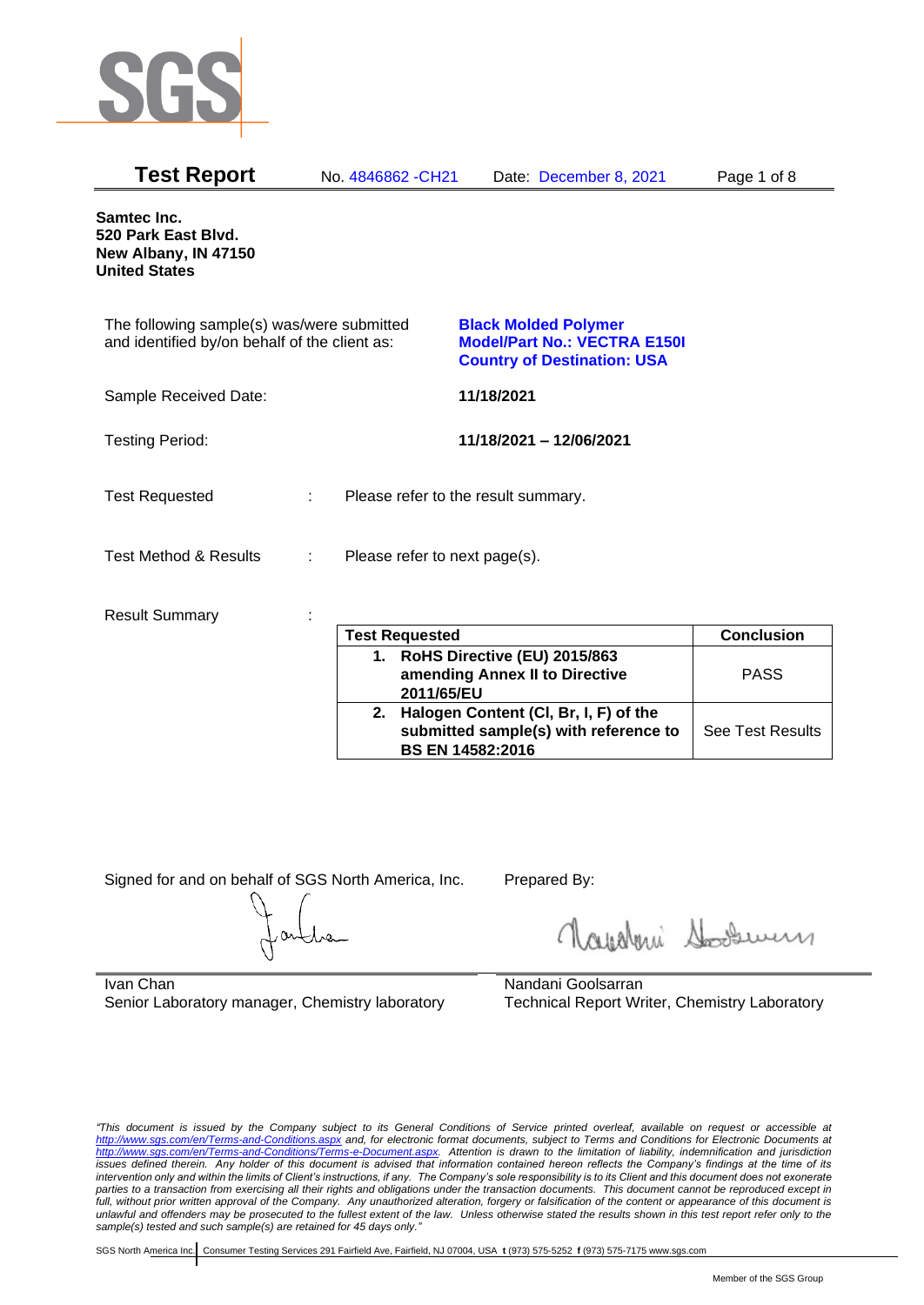# Test Report

No. 4846862 -CH21 Date: December 8, 2021

**Samtec Inc.**
**520 Park East Blvd.**
**New Albany, IN 47150**
**United States**

The following sample(s) was/were submitted and identified by/on behalf of the client as:

**Black Molded Polymer**
**Model/Part No.: VECTRA E150I**
**Country of Destination: USA**

Sample Received Date: **11/18/2021**

Testing Period: **11/18/2021 – 12/06/2021**

Test Requested : Please refer to the result summary.

Test Method & Results : Please refer to next page(s).

Result Summary :

| Test Requested | Conclusion |
|---|---|
| **1. RoHS Directive (EU) 2015/863 amending Annex II to Directive 2011/65/EU** | PASS |
| **2. Halogen Content (Cl, Br, I, F) of the submitted sample(s) with reference to BS EN 14582:2016** | See Test Results |

Signed for and on behalf of SGS North America, Inc.

Ivan Chan
Senior Laboratory manager, Chemistry laboratory

Prepared By:

Nandani Goolsarran
Technical Report Writer, Chemistry Laboratory

*"This document is issued by the Company subject to its General Conditions of Service printed overleaf, available on request or accessible at http://www.sgs.com/en/Terms-and-Conditions.aspx and, for electronic format documents, subject to Terms and Conditions for Electronic Documents at http://www.sgs.com/en/Terms-and-Conditions/Terms-e-Document.aspx. Attention is drawn to the limitation of liability, indemnification and jurisdiction issues defined therein. Any holder of this document is advised that information contained hereon reflects the Company's findings at the time of its intervention only and within the limits of Client's instructions, if any. The Company's sole responsibility is to its Client and this document does not exonerate parties to a transaction from exercising all their rights and obligations under the transaction documents. This document cannot be reproduced except in full, without prior written approval of the Company. Any unauthorized alteration, forgery or falsification of the content or appearance of this document is unlawful and offenders may be prosecuted to the fullest extent of the law. Unless otherwise stated the results shown in this test report refer only to the sample(s) tested and such sample(s) are retained for 45 days only."*

SGS North America Inc. | Consumer Testing Services 291 Fairfield Ave, Fairfield, NJ 07004, USA **t** (973) 575-5252 **f** (973) 575-7175 www.sgs.com

Member of the SGS Group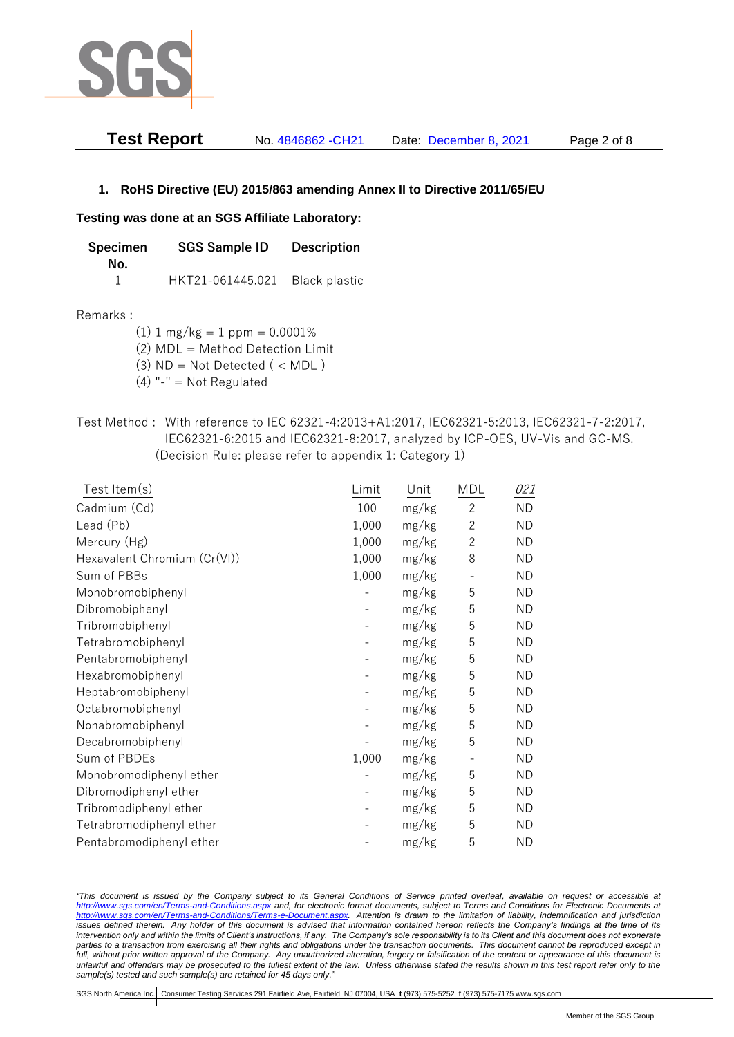## 1. RoHS Directive (EU) 2015/863 amending Annex II to Directive 2011/65/EU

**Testing was done at an SGS Affiliate Laboratory:**

| Specimen No. | SGS Sample ID | Description |
|---|---|---|
| 1 | HKT21-061445.021 | Black plastic |

Remarks :

(1) 1 mg/kg = 1 ppm = 0.0001%
(2) MDL = Method Detection Limit
(3) ND = Not Detected ( < MDL )
(4) "-" = Not Regulated

Test Method : With reference to IEC 62321-4:2013+A1:2017, IEC62321-5:2013, IEC62321-7-2:2017, IEC62321-6:2015 and IEC62321-8:2017, analyzed by ICP-OES, UV-Vis and GC-MS. (Decision Rule: please refer to appendix 1: Category 1)

| Test Item(s) | Limit | Unit | MDL | *021* |
|---|---|---|---|---|
| Cadmium (Cd) | 100 | mg/kg | 2 | ND |
| Lead (Pb) | 1,000 | mg/kg | 2 | ND |
| Mercury (Hg) | 1,000 | mg/kg | 2 | ND |
| Hexavalent Chromium (Cr(VI)) | 1,000 | mg/kg | 8 | ND |
| Sum of PBBs | 1,000 | mg/kg | - | ND |
| Monobromobiphenyl | - | mg/kg | 5 | ND |
| Dibromobiphenyl | - | mg/kg | 5 | ND |
| Tribromobiphenyl | - | mg/kg | 5 | ND |
| Tetrabromobiphenyl | - | mg/kg | 5 | ND |
| Pentabromobiphenyl | - | mg/kg | 5 | ND |
| Hexabromobiphenyl | - | mg/kg | 5 | ND |
| Heptabromobiphenyl | - | mg/kg | 5 | ND |
| Octabromobiphenyl | - | mg/kg | 5 | ND |
| Nonabromobiphenyl | - | mg/kg | 5 | ND |
| Decabromobiphenyl | - | mg/kg | 5 | ND |
| Sum of PBDEs | 1,000 | mg/kg | - | ND |
| Monobromodiphenyl ether | - | mg/kg | 5 | ND |
| Dibromodiphenyl ether | - | mg/kg | 5 | ND |
| Tribromodiphenyl ether | - | mg/kg | 5 | ND |
| Tetrabromodiphenyl ether | - | mg/kg | 5 | ND |
| Pentabromodiphenyl ether | - | mg/kg | 5 | ND |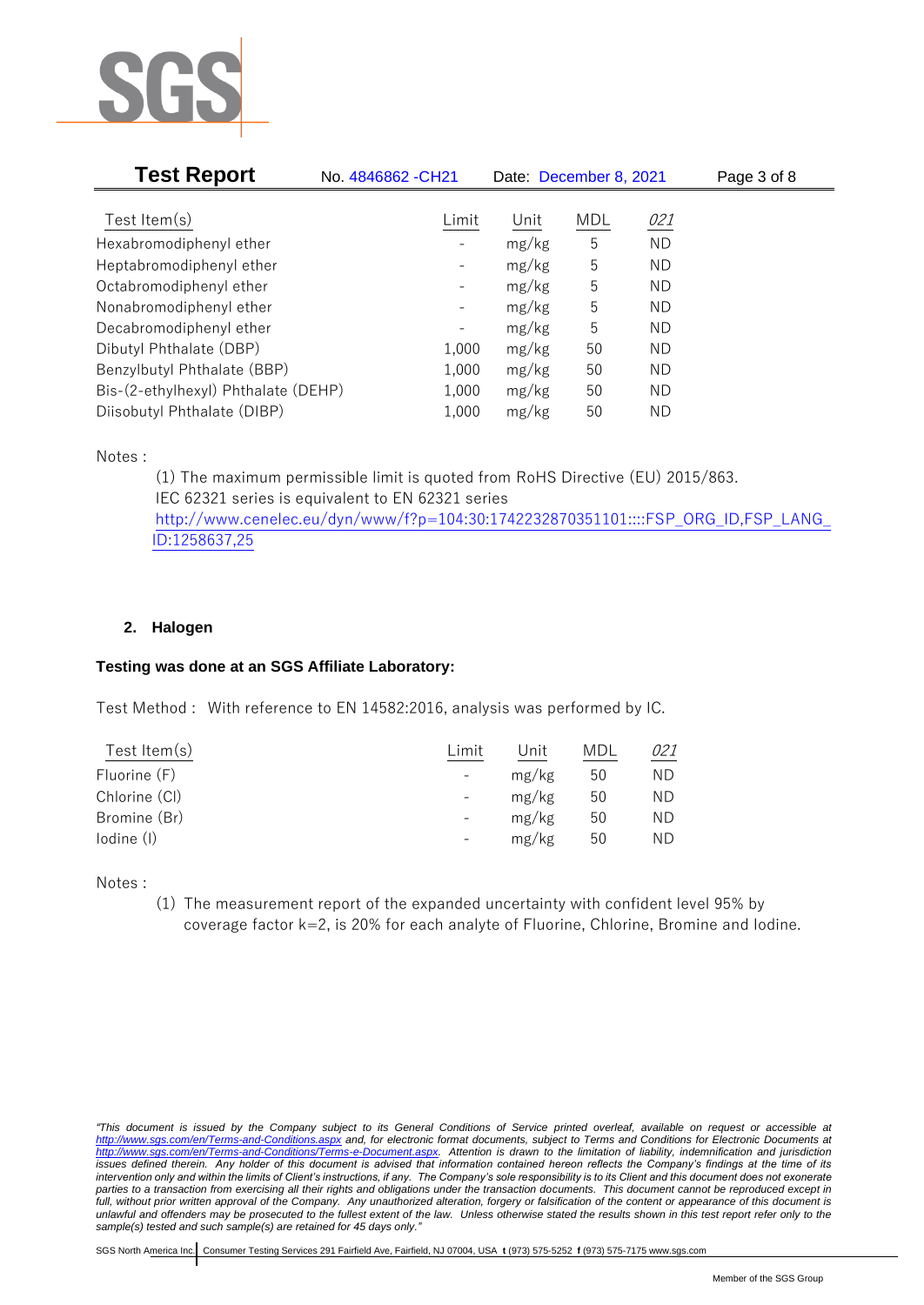| Test Item(s) | Limit | Unit | MDL | *021* |
|---|---|---|---|---|
| Hexabromodiphenyl ether | - | mg/kg | 5 | ND |
| Heptabromodiphenyl ether | - | mg/kg | 5 | ND |
| Octabromodiphenyl ether | - | mg/kg | 5 | ND |
| Nonabromodiphenyl ether | - | mg/kg | 5 | ND |
| Decabromodiphenyl ether | - | mg/kg | 5 | ND |
| Dibutyl Phthalate (DBP) | 1,000 | mg/kg | 50 | ND |
| Benzylbutyl Phthalate (BBP) | 1,000 | mg/kg | 50 | ND |
| Bis-(2-ethylhexyl) Phthalate (DEHP) | 1,000 | mg/kg | 50 | ND |
| Diisobutyl Phthalate (DIBP) | 1,000 | mg/kg | 50 | ND |

Notes :

(1) The maximum permissible limit is quoted from RoHS Directive (EU) 2015/863.
IEC 62321 series is equivalent to EN 62321 series
http://www.cenelec.eu/dyn/www/f?p=104:30:1742232870351101::::FSP_ORG_ID,FSP_LANG_ID:1258637,25

#### 2. Halogen

**Testing was done at an SGS Affiliate Laboratory:**

Test Method : With reference to EN 14582:2016, analysis was performed by IC.

| Test Item(s) | Limit | Unit | MDL | *021* |
|---|---|---|---|---|
| Fluorine (F) | - | mg/kg | 50 | ND |
| Chlorine (Cl) | - | mg/kg | 50 | ND |
| Bromine (Br) | - | mg/kg | 50 | ND |
| Iodine (I) | - | mg/kg | 50 | ND |

Notes :

(1) The measurement report of the expanded uncertainty with confident level 95% by coverage factor k=2, is 20% for each analyte of Fluorine, Chlorine, Bromine and Iodine.

*"This document is issued by the Company subject to its General Conditions of Service printed overleaf, available on request or accessible at http://www.sgs.com/en/Terms-and-Conditions.aspx and, for electronic format documents, subject to Terms and Conditions for Electronic Documents at http://www.sgs.com/en/Terms-and-Conditions/Terms-e-Document.aspx. Attention is drawn to the limitation of liability, indemnification and jurisdiction issues defined therein. Any holder of this document is advised that information contained hereon reflects the Company's findings at the time of its intervention only and within the limits of Client's instructions, if any. The Company's sole responsibility is to its Client and this document does not exonerate parties to a transaction from exercising all their rights and obligations under the transaction documents. This document cannot be reproduced except in full, without prior written approval of the Company. Any unauthorized alteration, forgery or falsification of the content or appearance of this document is unlawful and offenders may be prosecuted to the fullest extent of the law. Unless otherwise stated the results shown in this test report refer only to the sample(s) tested and such sample(s) are retained for 45 days only."*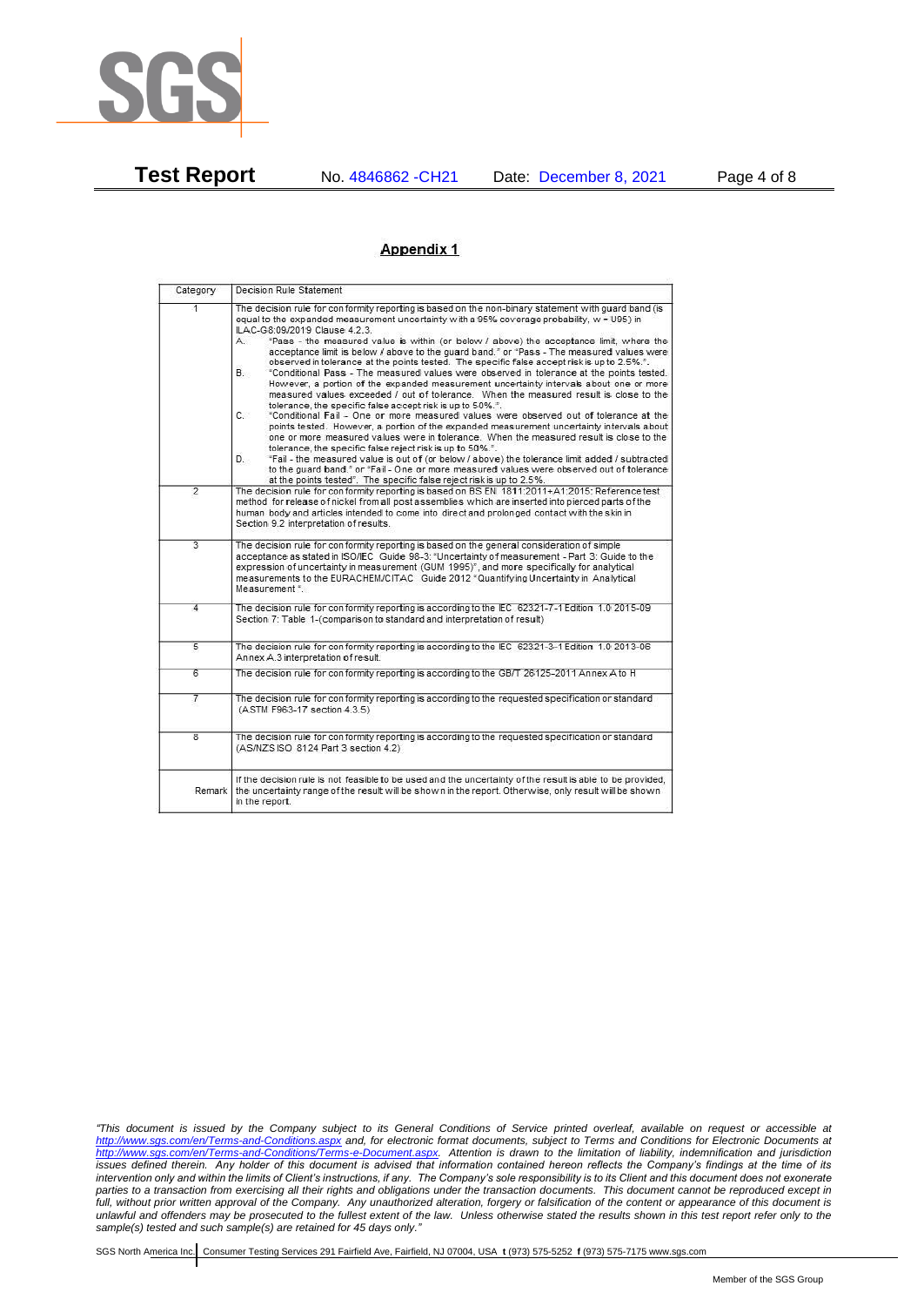## Appendix 1

| Category | Decision Rule Statement |
|---|---|
| 1 | The decision rule for conformity reporting is based on the non-binary statement with guard band (is equal to the expanded measurement uncertainty with a 95% coverage probability, w = U95) in ILAC-G8:09/2019 Clause 4.2.3.<br>A. "Pass - the measured value is within (or below / above) the acceptance limit, where the acceptance limit is below / above to the guard band." or "Pass - The measured values were observed in tolerance at the points tested. The specific false accept risk is up to 2.5%.".<br>B. "Conditional Pass - The measured values were observed in tolerance at the points tested. However, a portion of the expanded measurement uncertainty intervals about one or more measured values exceeded / out of tolerance. When the measured result is close to the tolerance, the specific false accept risk is up to 50%.".<br>C. "Conditional Fail - One or more measured values were observed out of tolerance at the points tested. However, a portion of the expanded measurement uncertainty intervals about one or more measured values were in tolerance. When the measured result is close to the tolerance, the specific false reject risk is up to 50%.".<br>D. "Fail - the measured value is out of (or below / above) the tolerance limit added / subtracted to the guard band." or "Fail - One or more measured values were observed out of tolerance at the points tested". The specific false reject risk is up to 2.5%. |
| 2 | The decision rule for conformity reporting is based on BS EN 1811:2011+A1:2015: Reference test method for release of nickel from all post assemblies which are inserted into pierced parts of the human body and articles intended to come into direct and prolonged contact with the skin in Section 9.2 interpretation of results. |
| 3 | The decision rule for conformity reporting is based on the general consideration of simple acceptance as stated in ISO/IEC Guide 98-3: "Uncertainty of measurement - Part 3: Guide to the expression of uncertainty in measurement (GUM 1995)", and more specifically for analytical measurements to the EURACHEM/CITAC Guide 2012 "Quantifying Uncertainty in Analytical Measurement ". |
| 4 | The decision rule for conformity reporting is according to the IEC 62321-7-1 Edition 1.0 2015-09 Section 7: Table 1-(comparison to standard and interpretation of result) |
| 5 | The decision rule for conformity reporting is according to the IEC 62321-3-1 Edition 1.0 2013-06 Annex A.3 interpretation of result. |
| 6 | The decision rule for conformity reporting is according to the GB/T 26125-2011 Annex A to H |
| 7 | The decision rule for conformity reporting is according to the requested specification or standard (ASTM F963-17 section 4.3.5) |
| 8 | The decision rule for conformity reporting is according to the requested specification or standard (AS/NZS ISO 8124 Part 3 section 4.2) |
| Remark | If the decision rule is not feasible to be used and the uncertainty of the result is able to be provided, the uncertainty range of the result will be shown in the report. Otherwise, only result will be shown in the report. |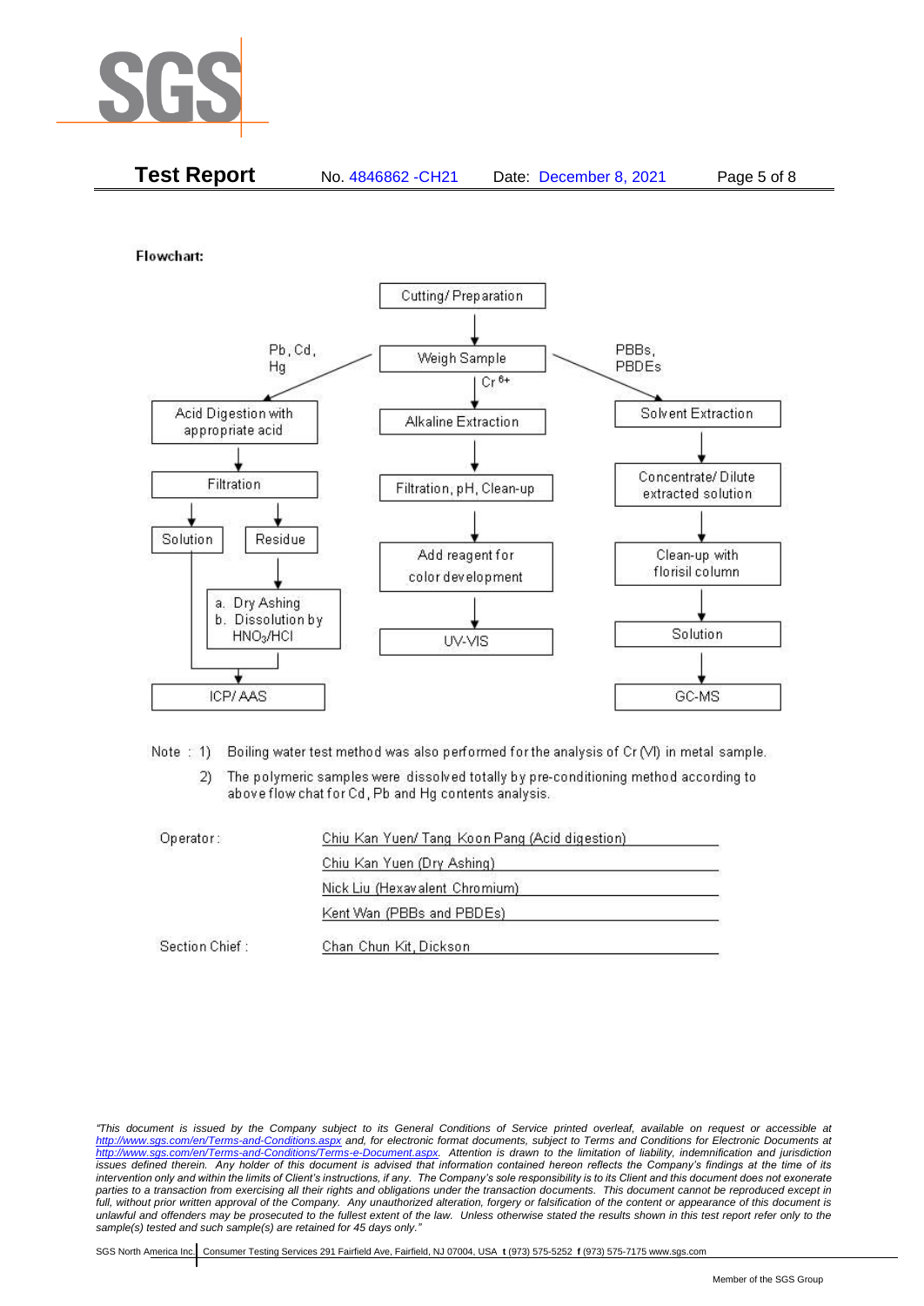**Test Report** No. 4846862 -CH21 Date: December 8, 2021

**Flowchart:**

Cutting/ Preparation
→ Weigh Sample

Pb, Cd, Hg:
Acid Digestion with appropriate acid → Filtration → Solution / Residue
Residue → a. Dry Ashing b. Dissolution by $HNO_3$/HCl
Solution + (a, b) → ICP/ AAS

$Cr^{6+}$:
Alkaline Extraction → Filtration, pH, Clean-up → Add reagent for color development → UV-VIS

PBBs, PBDEs:
Solvent Extraction → Concentrate/ Dilute extracted solution → Clean-up with florisil column → Solution → GC-MS

Note : 1) Boiling water test method was also performed for the analysis of Cr (VI) in metal sample.

2) The polymeric samples were dissolved totally by pre-conditioning method according to above flow chat for Cd, Pb and Hg contents analysis.

Operator: Chiu Kan Yuen/ Tang Koon Pang (Acid digestion)
Chiu Kan Yuen (Dry Ashing)
Nick Liu (Hexavalent Chromium)
Kent Wan (PBBs and PBDEs)

Section Chief : Chan Chun Kit, Dickson

*"This document is issued by the Company subject to its General Conditions of Service printed overleaf, available on request or accessible at http://www.sgs.com/en/Terms-and-Conditions.aspx and, for electronic format documents, subject to Terms and Conditions for Electronic Documents at http://www.sgs.com/en/Terms-and-Conditions/Terms-e-Document.aspx. Attention is drawn to the limitation of liability, indemnification and jurisdiction issues defined therein. Any holder of this document is advised that information contained hereon reflects the Company's findings at the time of its intervention only and within the limits of Client's instructions, if any. The Company's sole responsibility is to its Client and this document does not exonerate parties to a transaction from exercising all their rights and obligations under the transaction documents. This document cannot be reproduced except in full, without prior written approval of the Company. Any unauthorized alteration, forgery or falsification of the content or appearance of this document is unlawful and offenders may be prosecuted to the fullest extent of the law. Unless otherwise stated the results shown in this test report refer only to the sample(s) tested and such sample(s) are retained for 45 days only."*

SGS North America Inc. | Consumer Testing Services 291 Fairfield Ave, Fairfield, NJ 07004, USA **t** (973) 575-5252 **f** (973) 575-7175 www.sgs.com

Member of the SGS Group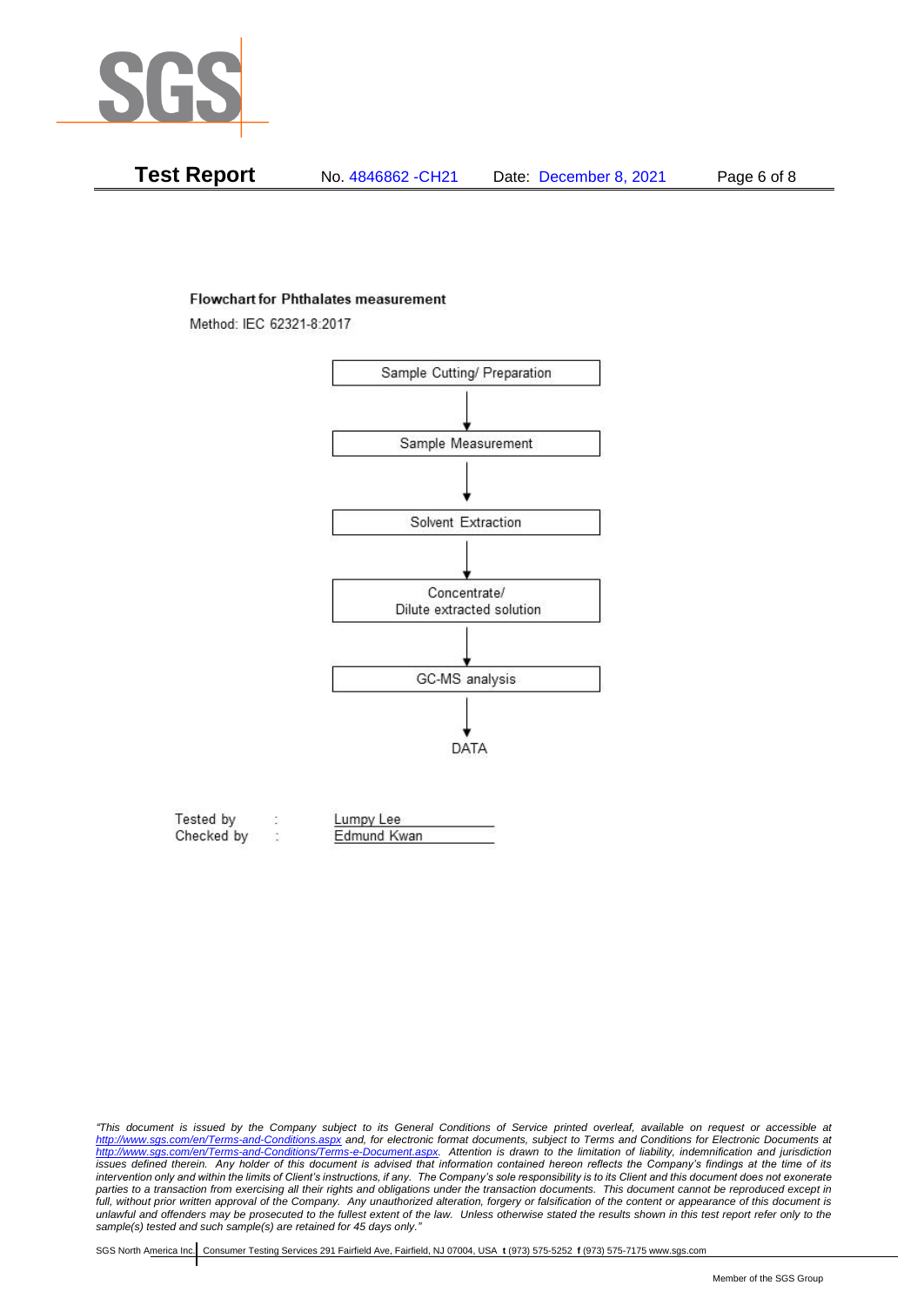**Flowchart for Phthalates measurement**

Method: IEC 62321-8:2017

Sample Cutting/ Preparation

↓

Sample Measurement

↓

Solvent Extraction

↓

Concentrate/
Dilute extracted solution

↓

GC-MS analysis

↓

DATA

Tested by : Lumpy Lee

Checked by : Edmund Kwan

*"This document is issued by the Company subject to its General Conditions of Service printed overleaf, available on request or accessible at http://www.sgs.com/en/Terms-and-Conditions.aspx and, for electronic format documents, subject to Terms and Conditions for Electronic Documents at http://www.sgs.com/en/Terms-and-Conditions/Terms-e-Document.aspx. Attention is drawn to the limitation of liability, indemnification and jurisdiction issues defined therein. Any holder of this document is advised that information contained hereon reflects the Company's findings at the time of its intervention only and within the limits of Client's instructions, if any. The Company's sole responsibility is to its Client and this document does not exonerate parties to a transaction from exercising all their rights and obligations under the transaction documents. This document cannot be reproduced except in full, without prior written approval of the Company. Any unauthorized alteration, forgery or falsification of the content or appearance of this document is unlawful and offenders may be prosecuted to the fullest extent of the law. Unless otherwise stated the results shown in this test report refer only to the sample(s) tested and such sample(s) are retained for 45 days only."*

SGS North America Inc. | Consumer Testing Services 291 Fairfield Ave, Fairfield, NJ 07004, USA **t** (973) 575-5252 **f** (973) 575-7175 www.sgs.com

Member of the SGS Group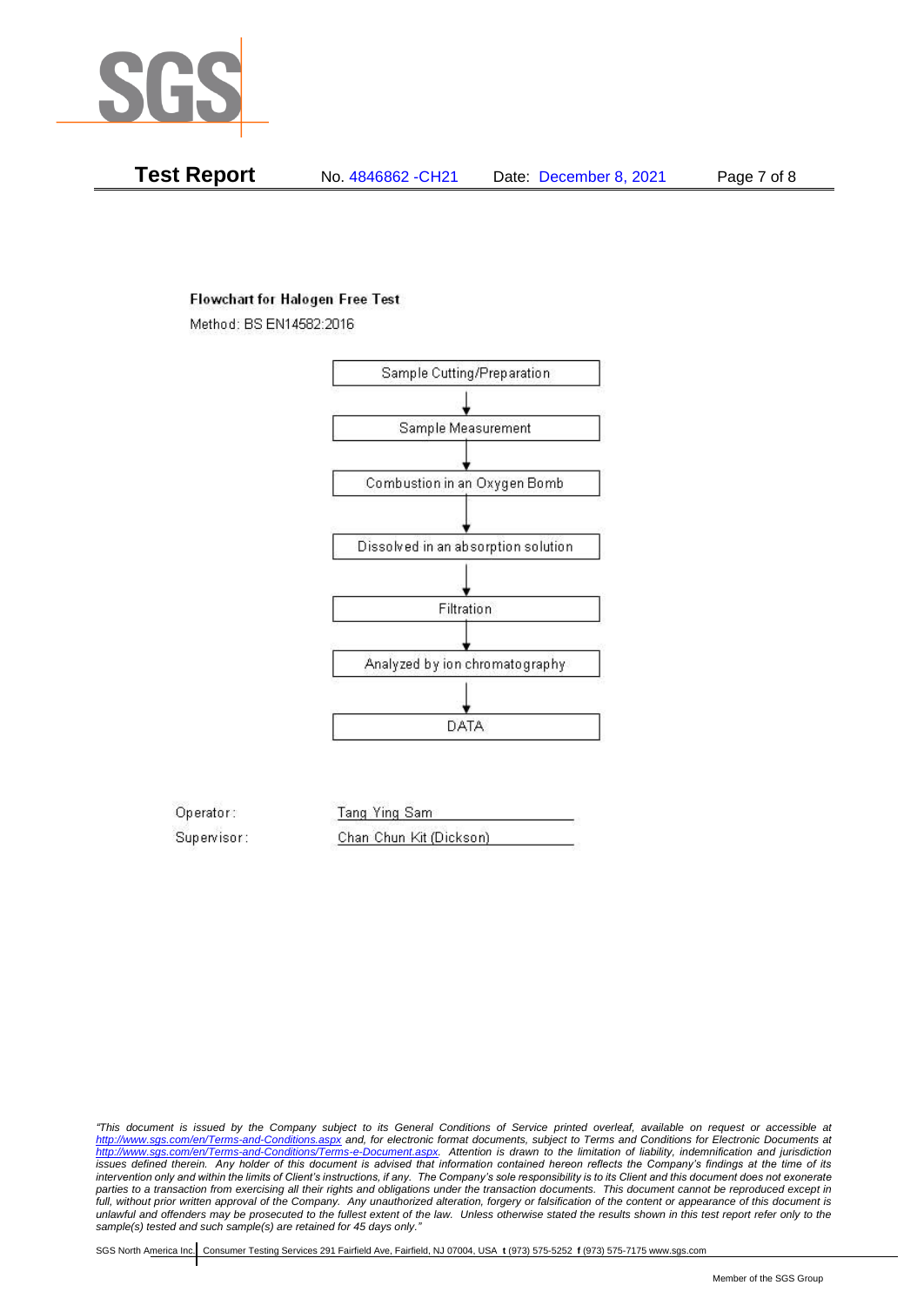**Flowchart for Halogen Free Test**

Method: BS EN14582:2016

Sample Cutting/Preparation

↓

Sample Measurement

↓

Combustion in an Oxygen Bomb

↓

Dissolved in an absorption solution

↓

Filtration

↓

Analyzed by ion chromatography

↓

DATA

Operator: Tang Ying Sam

Supervisor: Chan Chun Kit (Dickson)

*"This document is issued by the Company subject to its General Conditions of Service printed overleaf, available on request or accessible at http://www.sgs.com/en/Terms-and-Conditions.aspx and, for electronic format documents, subject to Terms and Conditions for Electronic Documents at http://www.sgs.com/en/Terms-and-Conditions/Terms-e-Document.aspx. Attention is drawn to the limitation of liability, indemnification and jurisdiction issues defined therein. Any holder of this document is advised that information contained hereon reflects the Company's findings at the time of its intervention only and within the limits of Client's instructions, if any. The Company's sole responsibility is to its Client and this document does not exonerate parties to a transaction from exercising all their rights and obligations under the transaction documents. This document cannot be reproduced except in full, without prior written approval of the Company. Any unauthorized alteration, forgery or falsification of the content or appearance of this document is unlawful and offenders may be prosecuted to the fullest extent of the law. Unless otherwise stated the results shown in this test report refer only to the sample(s) tested and such sample(s) are retained for 45 days only."*

SGS North America Inc. | Consumer Testing Services 291 Fairfield Ave, Fairfield, NJ 07004, USA **t** (973) 575-5252 **f** (973) 575-7175 www.sgs.com

Member of the SGS Group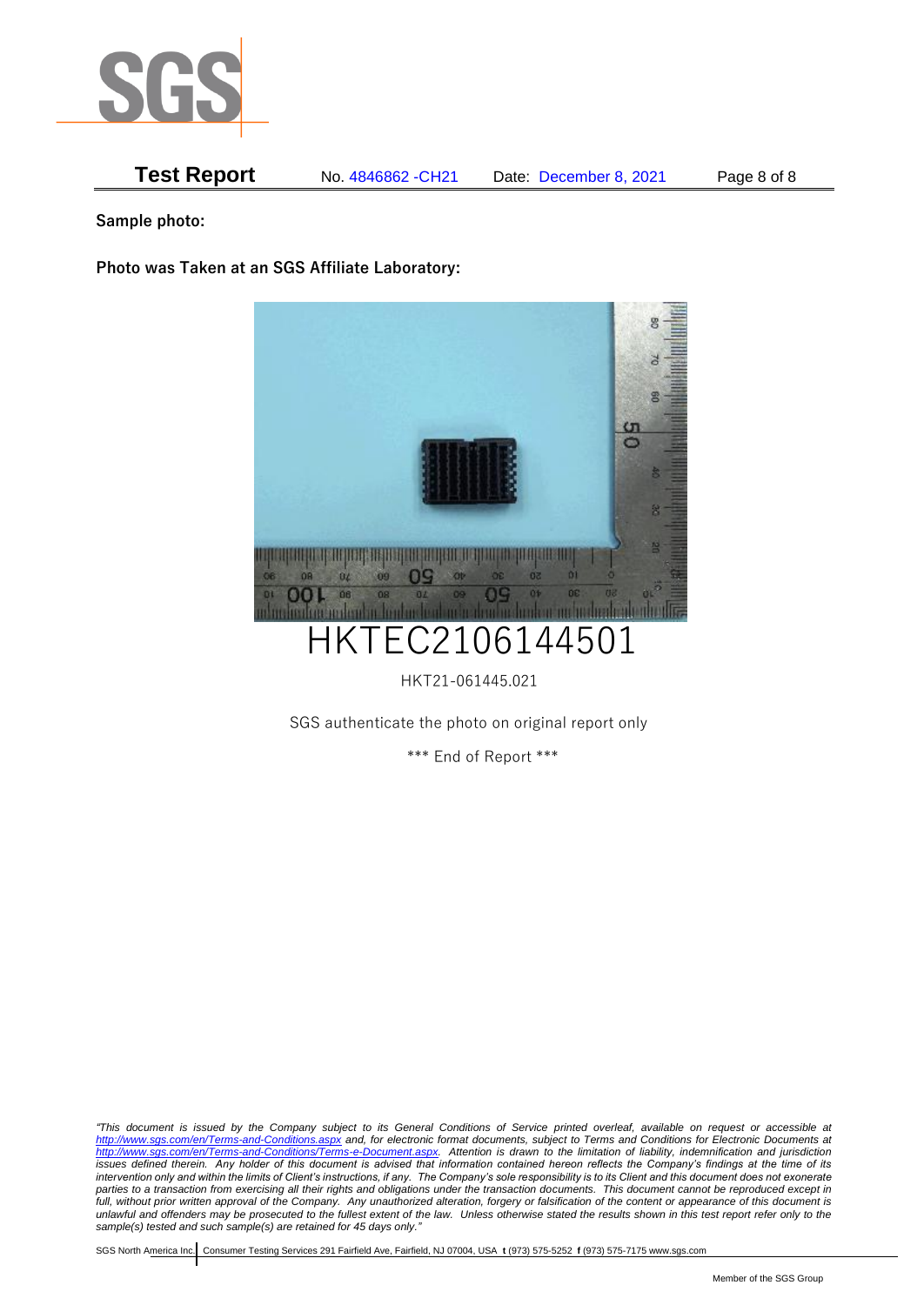**Sample photo:**

**Photo was Taken at an SGS Affiliate Laboratory:**

HKTEC2106144501

HKT21-061445.021

SGS authenticate the photo on original report only

*** End of Report ***

*"This document is issued by the Company subject to its General Conditions of Service printed overleaf, available on request or accessible at http://www.sgs.com/en/Terms-and-Conditions.aspx and, for electronic format documents, subject to Terms and Conditions for Electronic Documents at http://www.sgs.com/en/Terms-and-Conditions/Terms-e-Document.aspx. Attention is drawn to the limitation of liability, indemnification and jurisdiction issues defined therein. Any holder of this document is advised that information contained hereon reflects the Company's findings at the time of its intervention only and within the limits of Client's instructions, if any. The Company's sole responsibility is to its Client and this document does not exonerate parties to a transaction from exercising all their rights and obligations under the transaction documents. This document cannot be reproduced except in full, without prior written approval of the Company. Any unauthorized alteration, forgery or falsification of the content or appearance of this document is unlawful and offenders may be prosecuted to the fullest extent of the law. Unless otherwise stated the results shown in this test report refer only to the sample(s) tested and such sample(s) are retained for 45 days only."*

SGS North America Inc. | Consumer Testing Services 291 Fairfield Ave, Fairfield, NJ 07004, USA **t** (973) 575-5252 **f** (973) 575-7175 www.sgs.com

Member of the SGS Group